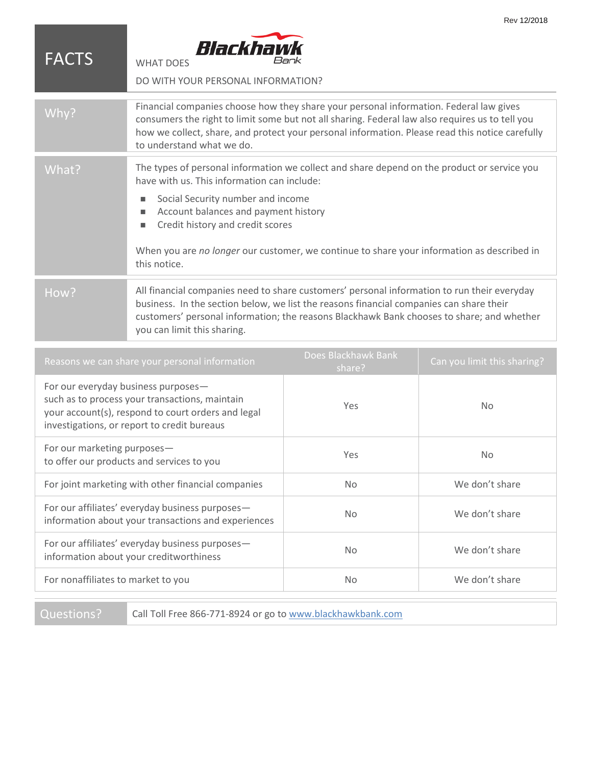Rev 12/2018

# FACTS

WHAT DOES Blackhawk Bank DO WITH YOUR PERSONAL INFORMATION?

| | |
|---|---|
| **Why?** | Financial companies choose how they share your personal information. Federal law gives consumers the right to limit some but not all sharing. Federal law also requires us to tell you how we collect, share, and protect your personal information. Please read this notice carefully to understand what we do. |
| **What?** | The types of personal information we collect and share depend on the product or service you have with us. This information can include:<br>■ Social Security number and income<br>■ Account balances and payment history<br>■ Credit history and credit scores<br><br>When you are *no longer* our customer, we continue to share your information as described in this notice. |
| **How?** | All financial companies need to share customers' personal information to run their everyday business. In the section below, we list the reasons financial companies can share their customers' personal information; the reasons Blackhawk Bank chooses to share; and whether you can limit this sharing. |

| Reasons we can share your personal information | Does Blackhawk Bank share? | Can you limit this sharing? |
|---|---|---|
| For our everyday business purposes— such as to process your transactions, maintain your account(s), respond to court orders and legal investigations, or report to credit bureaus | Yes | No |
| For our marketing purposes— to offer our products and services to you | Yes | No |
| For joint marketing with other financial companies | No | We don't share |
| For our affiliates' everyday business purposes— information about your transactions and experiences | No | We don't share |
| For our affiliates' everyday business purposes— information about your creditworthiness | No | We don't share |
| For nonaffiliates to market to you | No | We don't share |

| | |
|---|---|
| **Questions?** | Call Toll Free 866-771-8924 or go to www.blackhawkbank.com |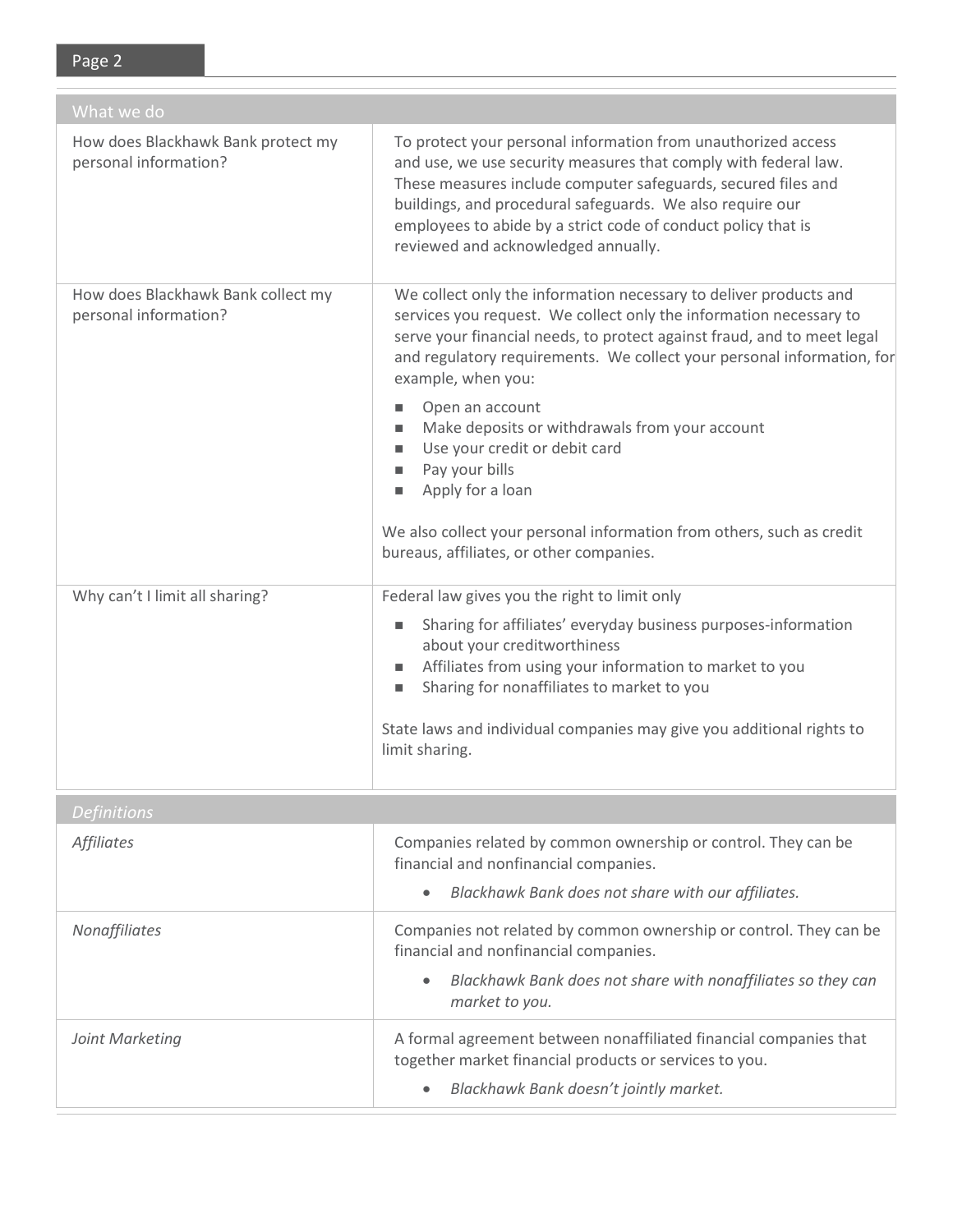| What we do | |
|---|---|
| How does Blackhawk Bank protect my personal information? | To protect your personal information from unauthorized access and use, we use security measures that comply with federal law. These measures include computer safeguards, secured files and buildings, and procedural safeguards. We also require our employees to abide by a strict code of conduct policy that is reviewed and acknowledged annually. |
| How does Blackhawk Bank collect my personal information? | We collect only the information necessary to deliver products and services you request. We collect only the information necessary to serve your financial needs, to protect against fraud, and to meet legal and regulatory requirements. We collect your personal information, for example, when you:<br>▪ Open an account<br>▪ Make deposits or withdrawals from your account<br>▪ Use your credit or debit card<br>▪ Pay your bills<br>▪ Apply for a loan<br><br>We also collect your personal information from others, such as credit bureaus, affiliates, or other companies. |
| Why can't I limit all sharing? | Federal law gives you the right to limit only<br>▪ Sharing for affiliates' everyday business purposes-information about your creditworthiness<br>▪ Affiliates from using your information to market to you<br>▪ Sharing for nonaffiliates to market to you<br><br>State laws and individual companies may give you additional rights to limit sharing. |

| *Definitions* | |
|---|---|
| *Affiliates* | Companies related by common ownership or control. They can be financial and nonfinancial companies.<br>• *Blackhawk Bank does not share with our affiliates.* |
| *Nonaffiliates* | Companies not related by common ownership or control. They can be financial and nonfinancial companies.<br>• *Blackhawk Bank does not share with nonaffiliates so they can market to you.* |
| *Joint Marketing* | A formal agreement between nonaffiliated financial companies that together market financial products or services to you.<br>• *Blackhawk Bank doesn't jointly market.* |